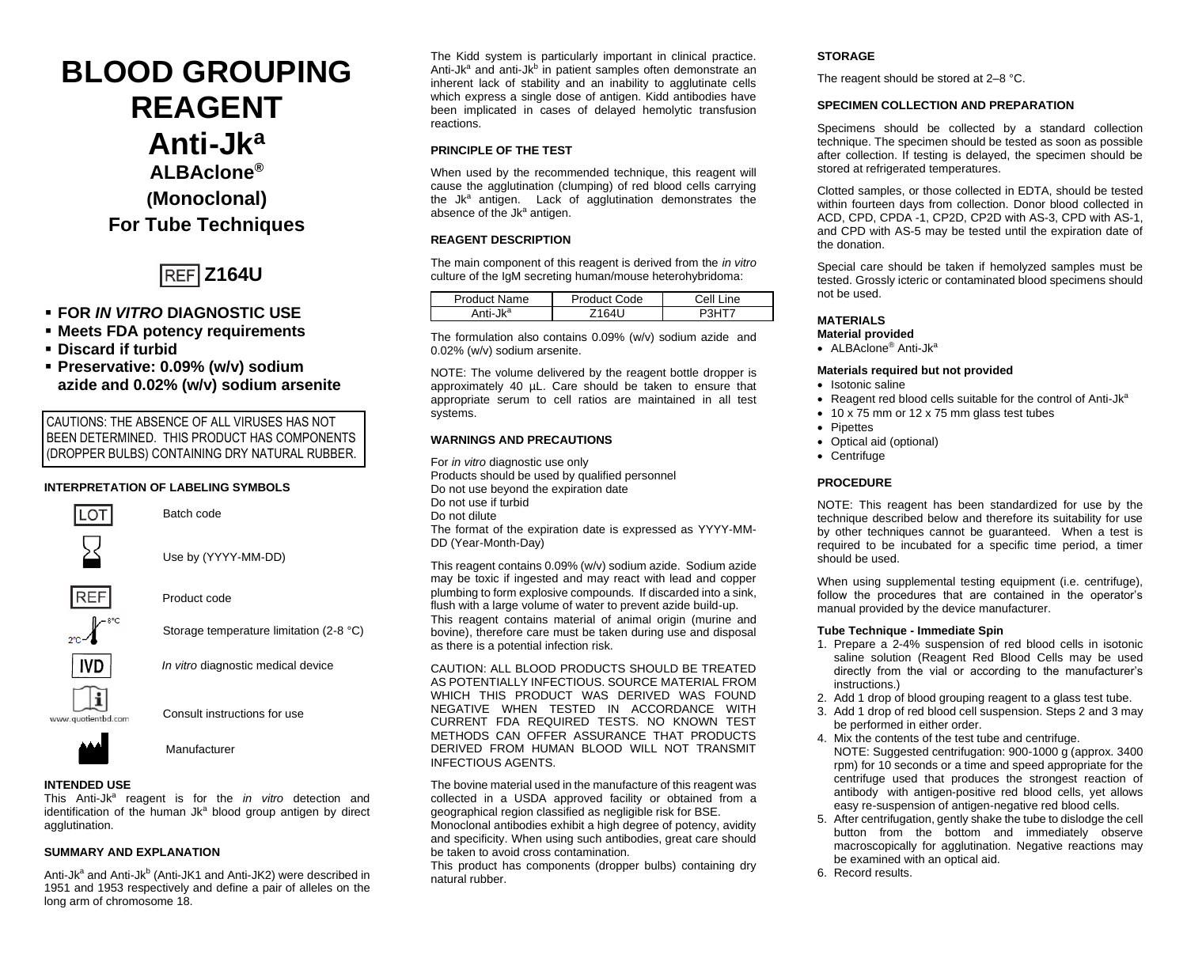# BLOOD GROUPING REAGENT

# Anti-Jk$^a$

### ALBAclone®

### (Monoclonal)

### For Tube Techniques

## REF Z164U

- **FOR *IN VITRO* DIAGNOSTIC USE**
- **Meets FDA potency requirements**
- **Discard if turbid**
- **Preservative: 0.09% (w/v) sodium azide and 0.02% (w/v) sodium arsenite**

CAUTIONS: THE ABSENCE OF ALL VIRUSES HAS NOT BEEN DETERMINED. THIS PRODUCT HAS COMPONENTS (DROPPER BULBS) CONTAINING DRY NATURAL RUBBER.

#### INTERPRETATION OF LABELING SYMBOLS

| Symbol | Meaning |
|---|---|
| LOT | Batch code |
| (hourglass) | Use by (YYYY-MM-DD) |
| REF | Product code |
| 2°C–8°C | Storage temperature limitation (2-8 °C) |
| IVD | *In vitro* diagnostic medical device |
| www.quotientbd.com | Consult instructions for use |
| (factory) | Manufacturer |

#### INTENDED USE

This Anti-Jk$^a$ reagent is for the *in vitro* detection and identification of the human Jk$^a$ blood group antigen by direct agglutination.

#### SUMMARY AND EXPLANATION

Anti-Jk$^a$ and Anti-Jk$^b$ (Anti-JK1 and Anti-JK2) were described in 1951 and 1953 respectively and define a pair of alleles on the long arm of chromosome 18.

The Kidd system is particularly important in clinical practice. Anti-Jk$^a$ and anti-Jk$^b$ in patient samples often demonstrate an inherent lack of stability and an inability to agglutinate cells which express a single dose of antigen. Kidd antibodies have been implicated in cases of delayed hemolytic transfusion reactions.

#### PRINCIPLE OF THE TEST

When used by the recommended technique, this reagent will cause the agglutination (clumping) of red blood cells carrying the Jk$^a$ antigen. Lack of agglutination demonstrates the absence of the Jk$^a$ antigen.

#### REAGENT DESCRIPTION

The main component of this reagent is derived from the *in vitro* culture of the IgM secreting human/mouse heterohybridoma:

| Product Name | Product Code | Cell Line |
|---|---|---|
| Anti-Jk$^a$ | Z164U | P3HT7 |

The formulation also contains 0.09% (w/v) sodium azide and 0.02% (w/v) sodium arsenite.

NOTE: The volume delivered by the reagent bottle dropper is approximately 40 µL. Care should be taken to ensure that appropriate serum to cell ratios are maintained in all test systems.

#### WARNINGS AND PRECAUTIONS

For *in vitro* diagnostic use only
Products should be used by qualified personnel
Do not use beyond the expiration date
Do not use if turbid
Do not dilute
The format of the expiration date is expressed as YYYY-MM-DD (Year-Month-Day)

This reagent contains 0.09% (w/v) sodium azide. Sodium azide may be toxic if ingested and may react with lead and copper plumbing to form explosive compounds. If discarded into a sink, flush with a large volume of water to prevent azide build-up.
This reagent contains material of animal origin (murine and bovine), therefore care must be taken during use and disposal as there is a potential infection risk.

CAUTION: ALL BLOOD PRODUCTS SHOULD BE TREATED AS POTENTIALLY INFECTIOUS. SOURCE MATERIAL FROM WHICH THIS PRODUCT WAS DERIVED WAS FOUND NEGATIVE WHEN TESTED IN ACCORDANCE WITH CURRENT FDA REQUIRED TESTS. NO KNOWN TEST METHODS CAN OFFER ASSURANCE THAT PRODUCTS DERIVED FROM HUMAN BLOOD WILL NOT TRANSMIT INFECTIOUS AGENTS.

The bovine material used in the manufacture of this reagent was collected in a USDA approved facility or obtained from a geographical region classified as negligible risk for BSE.
Monoclonal antibodies exhibit a high degree of potency, avidity and specificity. When using such antibodies, great care should be taken to avoid cross contamination.
This product has components (dropper bulbs) containing dry natural rubber.

#### STORAGE

The reagent should be stored at 2–8 °C.

#### SPECIMEN COLLECTION AND PREPARATION

Specimens should be collected by a standard collection technique. The specimen should be tested as soon as possible after collection. If testing is delayed, the specimen should be stored at refrigerated temperatures.

Clotted samples, or those collected in EDTA, should be tested within fourteen days from collection. Donor blood collected in ACD, CPD, CPDA -1, CP2D, CP2D with AS-3, CPD with AS-1, and CPD with AS-5 may be tested until the expiration date of the donation.

Special care should be taken if hemolyzed samples must be tested. Grossly icteric or contaminated blood specimens should not be used.

#### MATERIALS

**Material provided**

- ALBAclone® Anti-Jk$^a$

**Materials required but not provided**

- Isotonic saline
- Reagent red blood cells suitable for the control of Anti-Jk$^a$
- 10 x 75 mm or 12 x 75 mm glass test tubes
- Pipettes
- Optical aid (optional)
- Centrifuge

#### PROCEDURE

NOTE: This reagent has been standardized for use by the technique described below and therefore its suitability for use by other techniques cannot be guaranteed. When a test is required to be incubated for a specific time period, a timer should be used.

When using supplemental testing equipment (i.e. centrifuge), follow the procedures that are contained in the operator's manual provided by the device manufacturer.

**Tube Technique - Immediate Spin**

1. Prepare a 2-4% suspension of red blood cells in isotonic saline solution (Reagent Red Blood Cells may be used directly from the vial or according to the manufacturer's instructions.)
2. Add 1 drop of blood grouping reagent to a glass test tube.
3. Add 1 drop of red blood cell suspension. Steps 2 and 3 may be performed in either order.
4. Mix the contents of the test tube and centrifuge.
   NOTE: Suggested centrifugation: 900-1000 g (approx. 3400 rpm) for 10 seconds or a time and speed appropriate for the centrifuge used that produces the strongest reaction of antibody with antigen-positive red blood cells, yet allows easy re-suspension of antigen-negative red blood cells.
5. After centrifugation, gently shake the tube to dislodge the cell button from the bottom and immediately observe macroscopically for agglutination. Negative reactions may be examined with an optical aid.
6. Record results.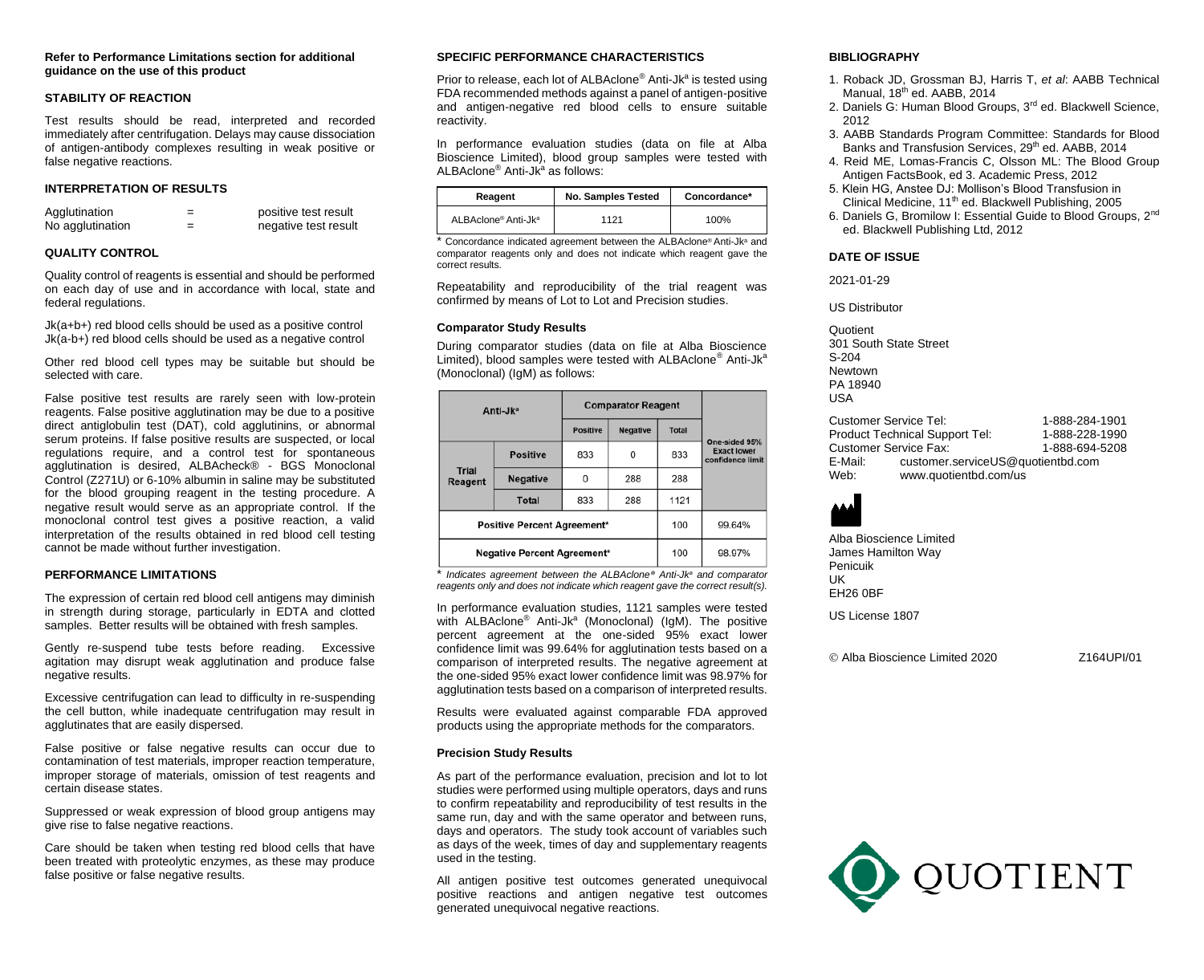**Refer to Performance Limitations section for additional guidance on the use of this product**

### STABILITY OF REACTION

Test results should be read, interpreted and recorded immediately after centrifugation. Delays may cause dissociation of antigen-antibody complexes resulting in weak positive or false negative reactions.

### INTERPRETATION OF RESULTS

| | | |
|---|---|---|
| Agglutination | = | positive test result |
| No agglutination | = | negative test result |

### QUALITY CONTROL

Quality control of reagents is essential and should be performed on each day of use and in accordance with local, state and federal regulations.

Jk(a+b+) red blood cells should be used as a positive control
Jk(a-b+) red blood cells should be used as a negative control

Other red blood cell types may be suitable but should be selected with care.

False positive test results are rarely seen with low-protein reagents. False positive agglutination may be due to a positive direct antiglobulin test (DAT), cold agglutinins, or abnormal serum proteins. If false positive results are suspected, or local regulations require, and a control test for spontaneous agglutination is desired, ALBAcheck® - BGS Monoclonal Control (Z271U) or 6-10% albumin in saline may be substituted for the blood grouping reagent in the testing procedure. A negative result would serve as an appropriate control. If the monoclonal control test gives a positive reaction, a valid interpretation of the results obtained in red blood cell testing cannot be made without further investigation.

### PERFORMANCE LIMITATIONS

The expression of certain red blood cell antigens may diminish in strength during storage, particularly in EDTA and clotted samples. Better results will be obtained with fresh samples.

Gently re-suspend tube tests before reading. Excessive agitation may disrupt weak agglutination and produce false negative results.

Excessive centrifugation can lead to difficulty in re-suspending the cell button, while inadequate centrifugation may result in agglutinates that are easily dispersed.

False positive or false negative results can occur due to contamination of test materials, improper reaction temperature, improper storage of materials, omission of test reagents and certain disease states.

Suppressed or weak expression of blood group antigens may give rise to false negative reactions.

Care should be taken when testing red blood cells that have been treated with proteolytic enzymes, as these may produce false positive or false negative results.

### SPECIFIC PERFORMANCE CHARACTERISTICS

Prior to release, each lot of ALBAclone® Anti-Jk$^a$ is tested using FDA recommended methods against a panel of antigen-positive and antigen-negative red blood cells to ensure suitable reactivity.

In performance evaluation studies (data on file at Alba Bioscience Limited), blood group samples were tested with ALBAclone® Anti-Jk$^a$ as follows:

| Reagent | No. Samples Tested | Concordance* |
|---|---|---|
| ALBAclone® Anti-Jk$^a$ | 1121 | 100% |

* Concordance indicated agreement between the ALBAclone® Anti-Jk$^a$ and comparator reagents only and does not indicate which reagent gave the correct results.

Repeatability and reproducibility of the trial reagent was confirmed by means of Lot to Lot and Precision studies.

#### Comparator Study Results

During comparator studies (data on file at Alba Bioscience Limited), blood samples were tested with ALBAclone® Anti-Jk$^a$ (Monoclonal) (IgM) as follows:

| Anti-Jk$^a$ | | Comparator Reagent | | | One-sided 95% Exact lower confidence limit |
|---|---|---|---|---|---|
| | | Positive | Negative | Total | |
| Trial Reagent | Positive | 833 | 0 | 833 | |
| | Negative | 0 | 288 | 288 | |
| | Total | 833 | 288 | 1121 | |
| Positive Percent Agreement* | | | | 100 | 99.64% |
| Negative Percent Agreement* | | | | 100 | 98.97% |

* *Indicates agreement between the ALBAclone® Anti-Jk$^a$ and comparator reagents only and does not indicate which reagent gave the correct result(s).*

In performance evaluation studies, 1121 samples were tested with ALBAclone® Anti-Jk$^a$ (Monoclonal) (IgM). The positive percent agreement at the one-sided 95% exact lower confidence limit was 99.64% for agglutination tests based on a comparison of interpreted results. The negative agreement at the one-sided 95% exact lower confidence limit was 98.97% for agglutination tests based on a comparison of interpreted results.

Results were evaluated against comparable FDA approved products using the appropriate methods for the comparators.

#### Precision Study Results

As part of the performance evaluation, precision and lot to lot studies were performed using multiple operators, days and runs to confirm repeatability and reproducibility of test results in the same run, day and with the same operator and between runs, days and operators. The study took account of variables such as days of the week, times of day and supplementary reagents used in the testing.

All antigen positive test outcomes generated unequivocal positive reactions and antigen negative test outcomes generated unequivocal negative reactions.

### BIBLIOGRAPHY

1. Roback JD, Grossman BJ, Harris T, *et al*: AABB Technical Manual, 18th ed. AABB, 2014
2. Daniels G: Human Blood Groups, 3rd ed. Blackwell Science, 2012
3. AABB Standards Program Committee: Standards for Blood Banks and Transfusion Services, 29th ed. AABB, 2014
4. Reid ME, Lomas-Francis C, Olsson ML: The Blood Group Antigen FactsBook, ed 3. Academic Press, 2012
5. Klein HG, Anstee DJ: Mollison's Blood Transfusion in Clinical Medicine, 11th ed. Blackwell Publishing, 2005
6. Daniels G, Bromilow I: Essential Guide to Blood Groups, 2nd ed. Blackwell Publishing Ltd, 2012

### DATE OF ISSUE

2021-01-29

US Distributor

Quotient
301 South State Street
S-204
Newtown
PA 18940
USA

| | |
|---|---|
| Customer Service Tel: | 1-888-284-1901 |
| Product Technical Support Tel: | 1-888-228-1990 |
| Customer Service Fax: | 1-888-694-5208 |
| E-Mail: | customer.serviceUS@quotientbd.com |
| Web: | www.quotientbd.com/us |

Alba Bioscience Limited
James Hamilton Way
Penicuik
UK
EH26 0BF

US License 1807

© Alba Bioscience Limited 2020 Z164UPI/01

QUOTIENT